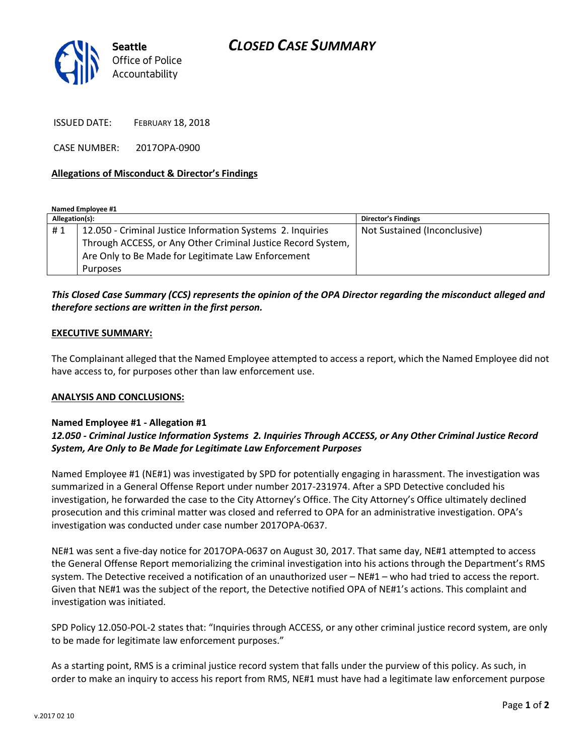Seattle Office of Police Accountability

# CLOSED CASE SUMMARY

ISSUED DATE: FEBRUARY 18, 2018

CASE NUMBER: 2017OPA-0900

## Allegations of Misconduct & Director's Findings

**Named Employee #1**

| Allegation(s): | | Director's Findings |
|---|---|---|
| # 1 | 12.050 - Criminal Justice Information Systems 2. Inquiries Through ACCESS, or Any Other Criminal Justice Record System, Are Only to Be Made for Legitimate Law Enforcement Purposes | Not Sustained (Inconclusive) |

***This Closed Case Summary (CCS) represents the opinion of the OPA Director regarding the misconduct alleged and therefore sections are written in the first person.***

## EXECUTIVE SUMMARY:

The Complainant alleged that the Named Employee attempted to access a report, which the Named Employee did not have access to, for purposes other than law enforcement use.

## ANALYSIS AND CONCLUSIONS:

### Named Employee #1 - Allegation #1
***12.050 - Criminal Justice Information Systems 2. Inquiries Through ACCESS, or Any Other Criminal Justice Record System, Are Only to Be Made for Legitimate Law Enforcement Purposes***

Named Employee #1 (NE#1) was investigated by SPD for potentially engaging in harassment. The investigation was summarized in a General Offense Report under number 2017-231974. After a SPD Detective concluded his investigation, he forwarded the case to the City Attorney's Office. The City Attorney's Office ultimately declined prosecution and this criminal matter was closed and referred to OPA for an administrative investigation. OPA's investigation was conducted under case number 2017OPA-0637.

NE#1 was sent a five-day notice for 2017OPA-0637 on August 30, 2017. That same day, NE#1 attempted to access the General Offense Report memorializing the criminal investigation into his actions through the Department's RMS system. The Detective received a notification of an unauthorized user – NE#1 – who had tried to access the report. Given that NE#1 was the subject of the report, the Detective notified OPA of NE#1's actions. This complaint and investigation was initiated.

SPD Policy 12.050-POL-2 states that: "Inquiries through ACCESS, or any other criminal justice record system, are only to be made for legitimate law enforcement purposes."

As a starting point, RMS is a criminal justice record system that falls under the purview of this policy. As such, in order to make an inquiry to access his report from RMS, NE#1 must have had a legitimate law enforcement purpose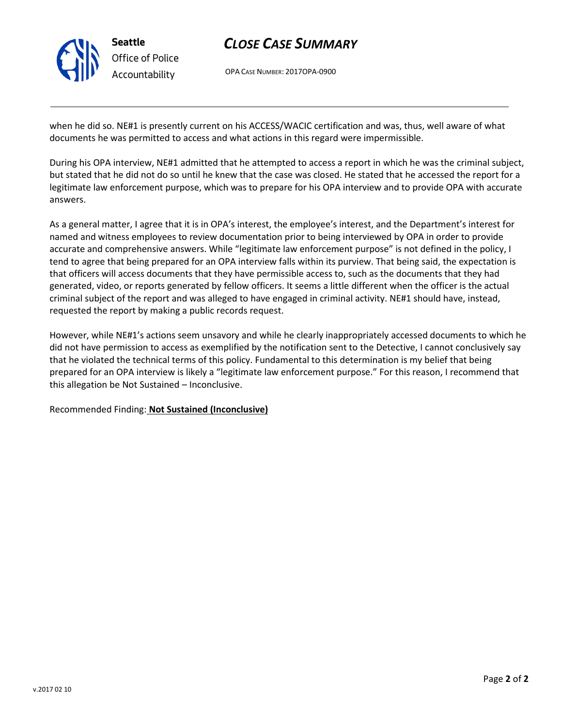when he did so. NE#1 is presently current on his ACCESS/WACIC certification and was, thus, well aware of what documents he was permitted to access and what actions in this regard were impermissible.

During his OPA interview, NE#1 admitted that he attempted to access a report in which he was the criminal subject, but stated that he did not do so until he knew that the case was closed. He stated that he accessed the report for a legitimate law enforcement purpose, which was to prepare for his OPA interview and to provide OPA with accurate answers.

As a general matter, I agree that it is in OPA's interest, the employee's interest, and the Department's interest for named and witness employees to review documentation prior to being interviewed by OPA in order to provide accurate and comprehensive answers. While "legitimate law enforcement purpose" is not defined in the policy, I tend to agree that being prepared for an OPA interview falls within its purview. That being said, the expectation is that officers will access documents that they have permissible access to, such as the documents that they had generated, video, or reports generated by fellow officers. It seems a little different when the officer is the actual criminal subject of the report and was alleged to have engaged in criminal activity. NE#1 should have, instead, requested the report by making a public records request.

However, while NE#1's actions seem unsavory and while he clearly inappropriately accessed documents to which he did not have permission to access as exemplified by the notification sent to the Detective, I cannot conclusively say that he violated the technical terms of this policy. Fundamental to this determination is my belief that being prepared for an OPA interview is likely a "legitimate law enforcement purpose." For this reason, I recommend that this allegation be Not Sustained – Inconclusive.

Recommended Finding: **Not Sustained (Inconclusive)**